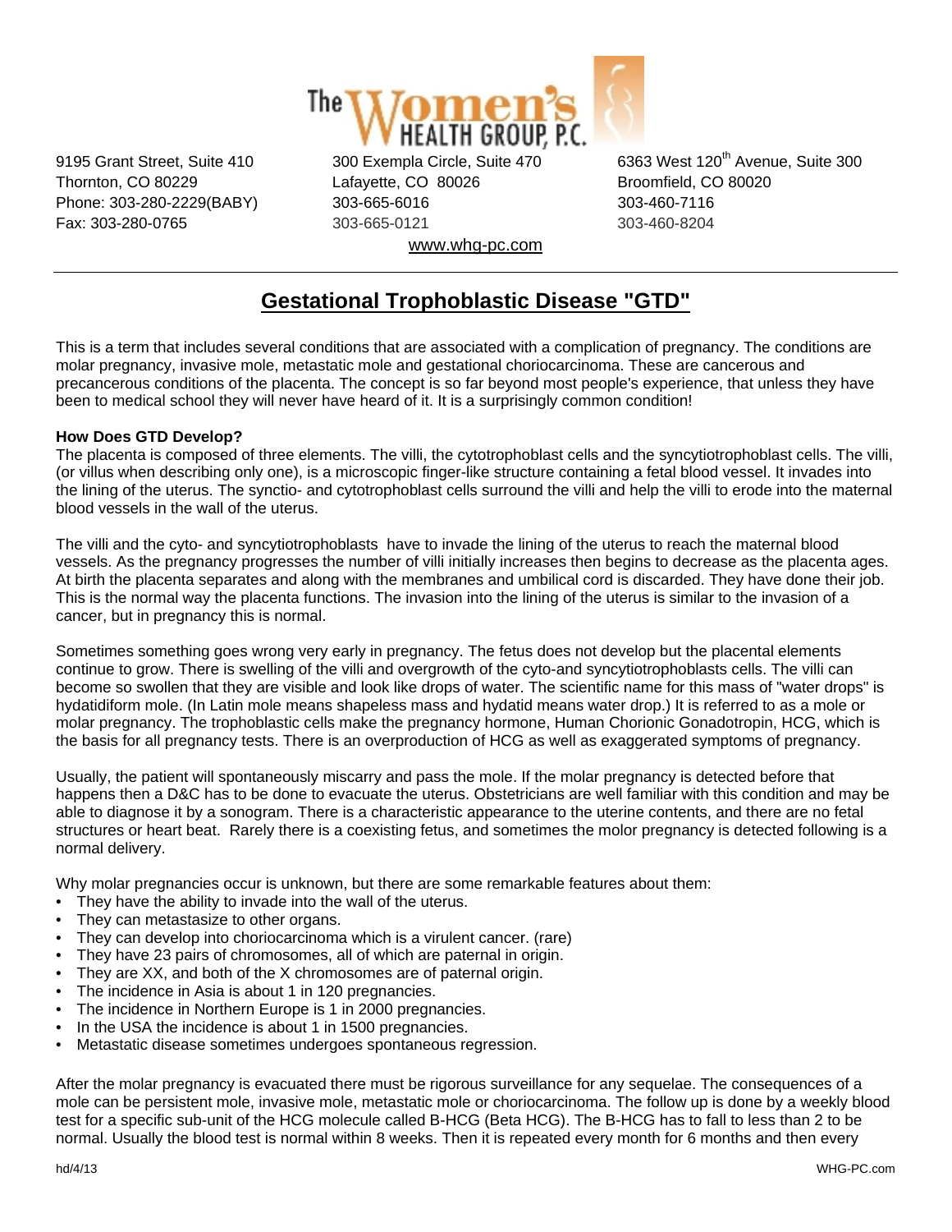# The Women's Health Group, P.C.

9195 Grant Street, Suite 410
Thornton, CO 80229
Phone: 303-280-2229(BABY)
Fax: 303-280-0765

300 Exempla Circle, Suite 470
Lafayette, CO 80026
303-665-6016
303-665-0121

6363 West 120th Avenue, Suite 300
Broomfield, CO 80020
303-460-7116
303-460-8204

www.whg-pc.com

---

## Gestational Trophoblastic Disease "GTD"

This is a term that includes several conditions that are associated with a complication of pregnancy. The conditions are molar pregnancy, invasive mole, metastatic mole and gestational choriocarcinoma. These are cancerous and precancerous conditions of the placenta. The concept is so far beyond most people's experience, that unless they have been to medical school they will never have heard of it. It is a surprisingly common condition!

**How Does GTD Develop?**

The placenta is composed of three elements. The villi, the cytotrophoblast cells and the syncytiotrophoblast cells. The villi, (or villus when describing only one), is a microscopic finger-like structure containing a fetal blood vessel. It invades into the lining of the uterus. The synctio- and cytotrophoblast cells surround the villi and help the villi to erode into the maternal blood vessels in the wall of the uterus.

The villi and the cyto- and syncytiotrophoblasts have to invade the lining of the uterus to reach the maternal blood vessels. As the pregnancy progresses the number of villi initially increases then begins to decrease as the placenta ages. At birth the placenta separates and along with the membranes and umbilical cord is discarded. They have done their job. This is the normal way the placenta functions. The invasion into the lining of the uterus is similar to the invasion of a cancer, but in pregnancy this is normal.

Sometimes something goes wrong very early in pregnancy. The fetus does not develop but the placental elements continue to grow. There is swelling of the villi and overgrowth of the cyto-and syncytiotrophoblasts cells. The villi can become so swollen that they are visible and look like drops of water. The scientific name for this mass of "water drops" is hydatidiform mole. (In Latin mole means shapeless mass and hydatid means water drop.) It is referred to as a mole or molar pregnancy. The trophoblastic cells make the pregnancy hormone, Human Chorionic Gonadotropin, HCG, which is the basis for all pregnancy tests. There is an overproduction of HCG as well as exaggerated symptoms of pregnancy.

Usually, the patient will spontaneously miscarry and pass the mole. If the molar pregnancy is detected before that happens then a D&C has to be done to evacuate the uterus. Obstetricians are well familiar with this condition and may be able to diagnose it by a sonogram. There is a characteristic appearance to the uterine contents, and there are no fetal structures or heart beat. Rarely there is a coexisting fetus, and sometimes the molor pregnancy is detected following is a normal delivery.

Why molar pregnancies occur is unknown, but there are some remarkable features about them:

- They have the ability to invade into the wall of the uterus.
- They can metastasize to other organs.
- They can develop into choriocarcinoma which is a virulent cancer. (rare)
- They have 23 pairs of chromosomes, all of which are paternal in origin.
- They are XX, and both of the X chromosomes are of paternal origin.
- The incidence in Asia is about 1 in 120 pregnancies.
- The incidence in Northern Europe is 1 in 2000 pregnancies.
- In the USA the incidence is about 1 in 1500 pregnancies.
- Metastatic disease sometimes undergoes spontaneous regression.

After the molar pregnancy is evacuated there must be rigorous surveillance for any sequelae. The consequences of a mole can be persistent mole, invasive mole, metastatic mole or choriocarcinoma. The follow up is done by a weekly blood test for a specific sub-unit of the HCG molecule called B-HCG (Beta HCG). The B-HCG has to fall to less than 2 to be normal. Usually the blood test is normal within 8 weeks. Then it is repeated every month for 6 months and then every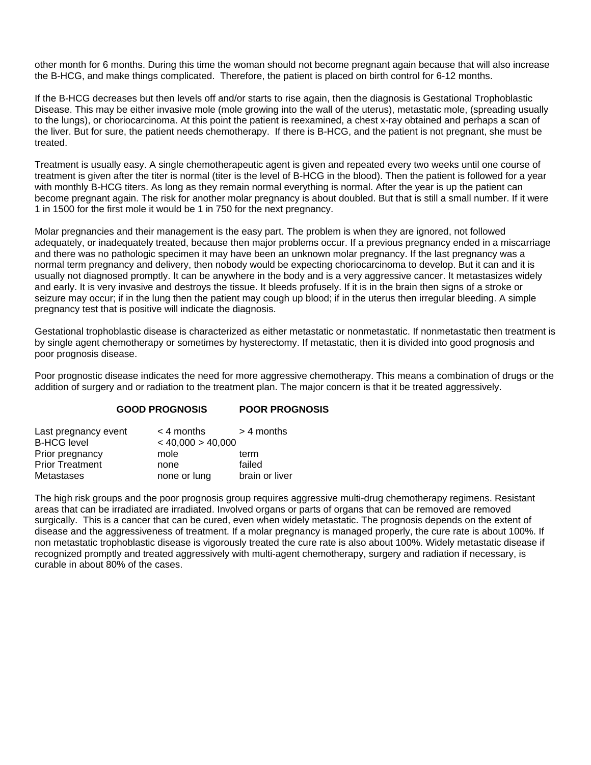other month for 6 months. During this time the woman should not become pregnant again because that will also increase the B-HCG, and make things complicated. Therefore, the patient is placed on birth control for 6-12 months.

If the B-HCG decreases but then levels off and/or starts to rise again, then the diagnosis is Gestational Trophoblastic Disease. This may be either invasive mole (mole growing into the wall of the uterus), metastatic mole, (spreading usually to the lungs), or choriocarcinoma. At this point the patient is reexamined, a chest x-ray obtained and perhaps a scan of the liver. But for sure, the patient needs chemotherapy. If there is B-HCG, and the patient is not pregnant, she must be treated.

Treatment is usually easy. A single chemotherapeutic agent is given and repeated every two weeks until one course of treatment is given after the titer is normal (titer is the level of B-HCG in the blood). Then the patient is followed for a year with monthly B-HCG titers. As long as they remain normal everything is normal. After the year is up the patient can become pregnant again. The risk for another molar pregnancy is about doubled. But that is still a small number. If it were 1 in 1500 for the first mole it would be 1 in 750 for the next pregnancy.

Molar pregnancies and their management is the easy part. The problem is when they are ignored, not followed adequately, or inadequately treated, because then major problems occur. If a previous pregnancy ended in a miscarriage and there was no pathologic specimen it may have been an unknown molar pregnancy. If the last pregnancy was a normal term pregnancy and delivery, then nobody would be expecting choriocarcinoma to develop. But it can and it is usually not diagnosed promptly. It can be anywhere in the body and is a very aggressive cancer. It metastasizes widely and early. It is very invasive and destroys the tissue. It bleeds profusely. If it is in the brain then signs of a stroke or seizure may occur; if in the lung then the patient may cough up blood; if in the uterus then irregular bleeding. A simple pregnancy test that is positive will indicate the diagnosis.

Gestational trophoblastic disease is characterized as either metastatic or nonmetastatic. If nonmetastatic then treatment is by single agent chemotherapy or sometimes by hysterectomy. If metastatic, then it is divided into good prognosis and poor prognosis disease.

Poor prognostic disease indicates the need for more aggressive chemotherapy. This means a combination of drugs or the addition of surgery and or radiation to the treatment plan. The major concern is that it be treated aggressively.

| | **GOOD PROGNOSIS** | **POOR PROGNOSIS** |
|---|---|---|
| Last pregnancy event | < 4 months | > 4 months |
| B-HCG level | < 40,000 | > 40,000 |
| Prior pregnancy | mole | term |
| Prior Treatment | none | failed |
| Metastases | none or lung | brain or liver |

The high risk groups and the poor prognosis group requires aggressive multi-drug chemotherapy regimens. Resistant areas that can be irradiated are irradiated. Involved organs or parts of organs that can be removed are removed surgically. This is a cancer that can be cured, even when widely metastatic. The prognosis depends on the extent of disease and the aggressiveness of treatment. If a molar pregnancy is managed properly, the cure rate is about 100%. If non metastatic trophoblastic disease is vigorously treated the cure rate is also about 100%. Widely metastatic disease if recognized promptly and treated aggressively with multi-agent chemotherapy, surgery and radiation if necessary, is curable in about 80% of the cases.